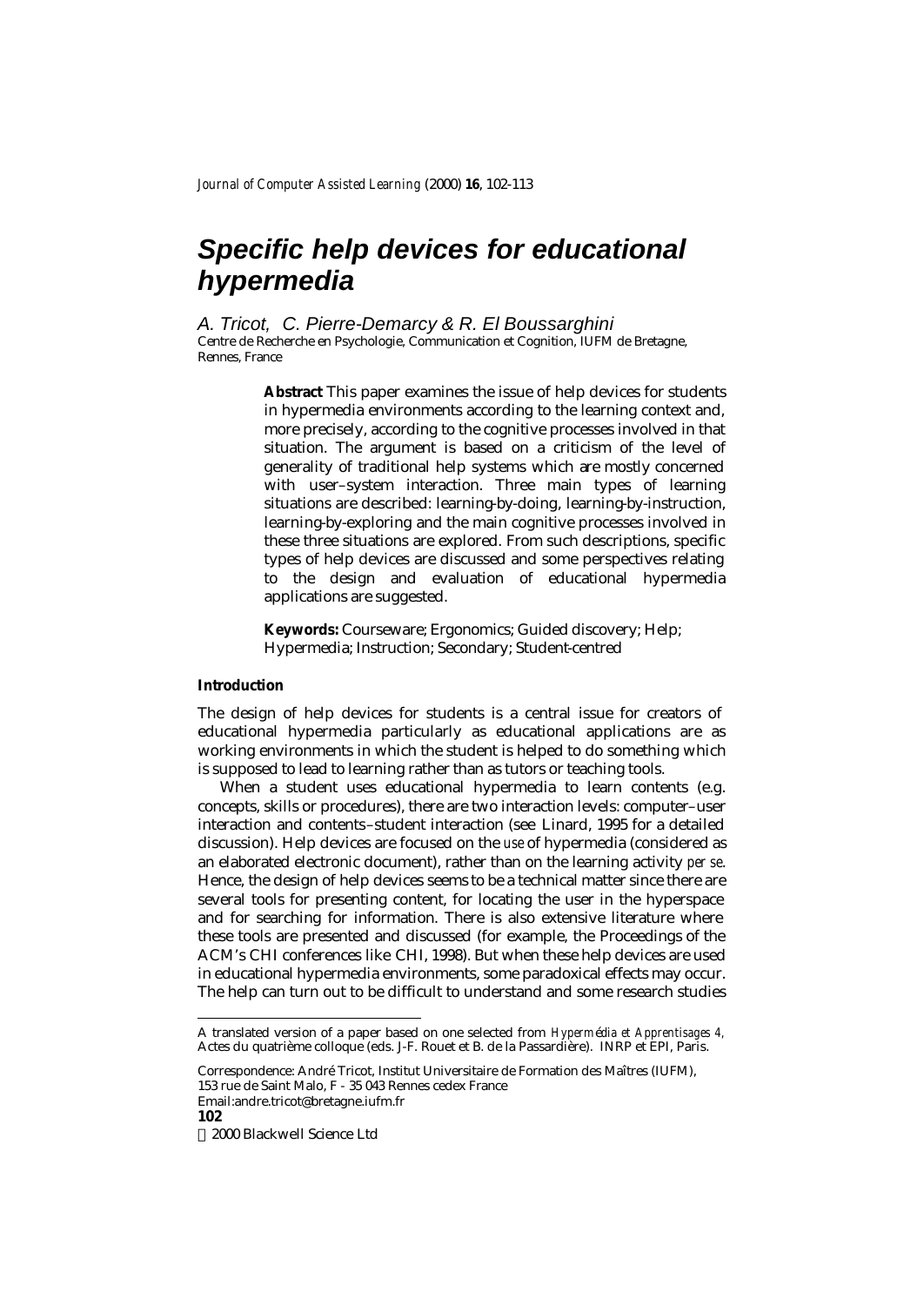# Specific help devices for educational hypermedia

*A. Tricot, C. Pierre-Demarcy & R. El Boussarghini*

Centre de Recherche en Psychologie, Communication et Cognition, IUFM de Bretagne, Rennes, France

> **Abstract** This paper examines the issue of help devices for students in hypermedia environments according to the learning context and, more precisely, according to the cognitive processes involved in that situation. The argument is based on a criticism of the level of generality of traditional help systems which are mostly concerned with user–system interaction. Three main types of learning situations are described: learning-by-doing, learning-by-instruction, learning-by-exploring and the main cognitive processes involved in these three situations are explored. From such descriptions, specific types of help devices are discussed and some perspectives relating to the design and evaluation of educational hypermedia applications are suggested.
>
> **Keywords:** Courseware; Ergonomics; Guided discovery; Help; Hypermedia; Instruction; Secondary; Student-centred

## Introduction

The design of help devices for students is a central issue for creators of educational hypermedia particularly as educational applications are as working environments in which the student is helped to do something which is supposed to lead to learning rather than as tutors or teaching tools.

When a student uses educational hypermedia to learn contents (e.g. concepts, skills or procedures), there are two interaction levels: computer–user interaction and contents–student interaction (see Linard, 1995 for a detailed discussion). Help devices are focused on the *use* of hypermedia (considered as an elaborated electronic document), rather than on the learning activity *per se*. Hence, the design of help devices seems to be a technical matter since there are several tools for presenting content, for locating the user in the hyperspace and for searching for information. There is also extensive literature where these tools are presented and discussed (for example, the Proceedings of the ACM's CHI conferences like CHI, 1998). But when these help devices are used in educational hypermedia environments, some paradoxical effects may occur. The help can turn out to be difficult to understand and some research studies

---

A translated version of a paper based on one selected from *Hypermédia et Apprentisages 4*, Actes du quatrième colloque (eds. J-F. Rouet et B. de la Passardière). INRP et EPI, Paris.

Correspondence: André Tricot, Institut Universitaire de Formation des Maîtres (IUFM), 153 rue de Saint Malo, F - 35 043 Rennes cedex France
Email:andre.tricot@bretagne.iufm.fr

© 2000 Blackwell Science Ltd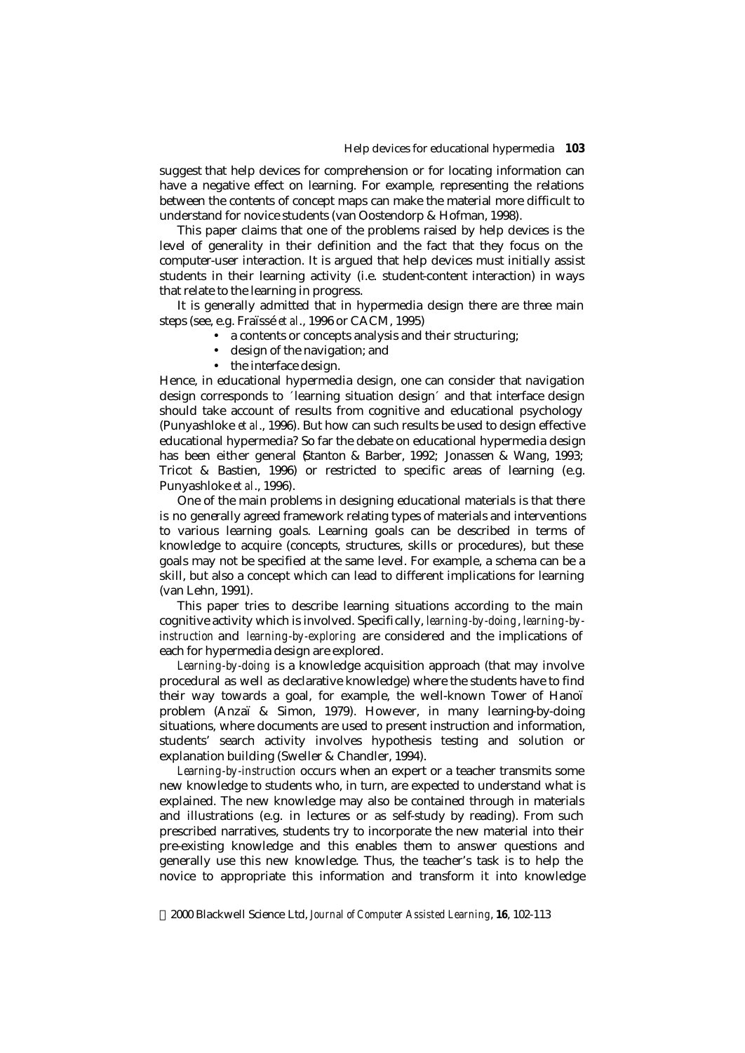suggest that help devices for comprehension or for locating information can have a negative effect on learning. For example, representing the relations between the contents of concept maps can make the material more difficult to understand for novice students (van Oostendorp & Hofman, 1998).

This paper claims that one of the problems raised by help devices is the level of generality in their definition and the fact that they focus on the computer-user interaction. It is argued that help devices must initially assist students in their learning activity (i.e. student-content interaction) in ways that relate to the learning in progress.

It is generally admitted that in hypermedia design there are three main steps (see, e.g. Fraïssé *et al*., 1996 or CACM, 1995)

- a contents or concepts analysis and their structuring;
- design of the navigation; and
- the interface design.

Hence, in educational hypermedia design, one can consider that navigation design corresponds to ′learning situation design′ and that interface design should take account of results from cognitive and educational psychology (Punyashloke *et al*., 1996). But how can such results be used to design effective educational hypermedia? So far the debate on educational hypermedia design has been either general (Stanton & Barber, 1992; Jonassen & Wang, 1993; Tricot & Bastien, 1996) or restricted to specific areas of learning (e.g. Punyashloke *et al*., 1996).

One of the main problems in designing educational materials is that there is no generally agreed framework relating types of materials and interventions to various learning goals. Learning goals can be described in terms of knowledge to acquire (concepts, structures, skills or procedures), but these goals may not be specified at the same level. For example, a schema can be a skill, but also a concept which can lead to different implications for learning (van Lehn, 1991).

This paper tries to describe learning situations according to the main cognitive activity which is involved. Specifically, *learning-by-doing*, *learning-by-instruction* and *learning-by-exploring* are considered and the implications of each for hypermedia design are explored.

*Learning-by-doing* is a knowledge acquisition approach (that may involve procedural as well as declarative knowledge) where the students have to find their way towards a goal, for example, the well-known Tower of Hanoï problem (Anzaï & Simon, 1979). However, in many learning-by-doing situations, where documents are used to present instruction and information, students' search activity involves hypothesis testing and solution or explanation building (Sweller & Chandler, 1994).

*Learning-by-instruction* occurs when an expert or a teacher transmits some new knowledge to students who, in turn, are expected to understand what is explained. The new knowledge may also be contained through in materials and illustrations (e.g. in lectures or as self-study by reading). From such prescribed narratives, students try to incorporate the new material into their pre-existing knowledge and this enables them to answer questions and generally use this new knowledge. Thus, the teacher's task is to help the novice to appropriate this information and transform it into knowledge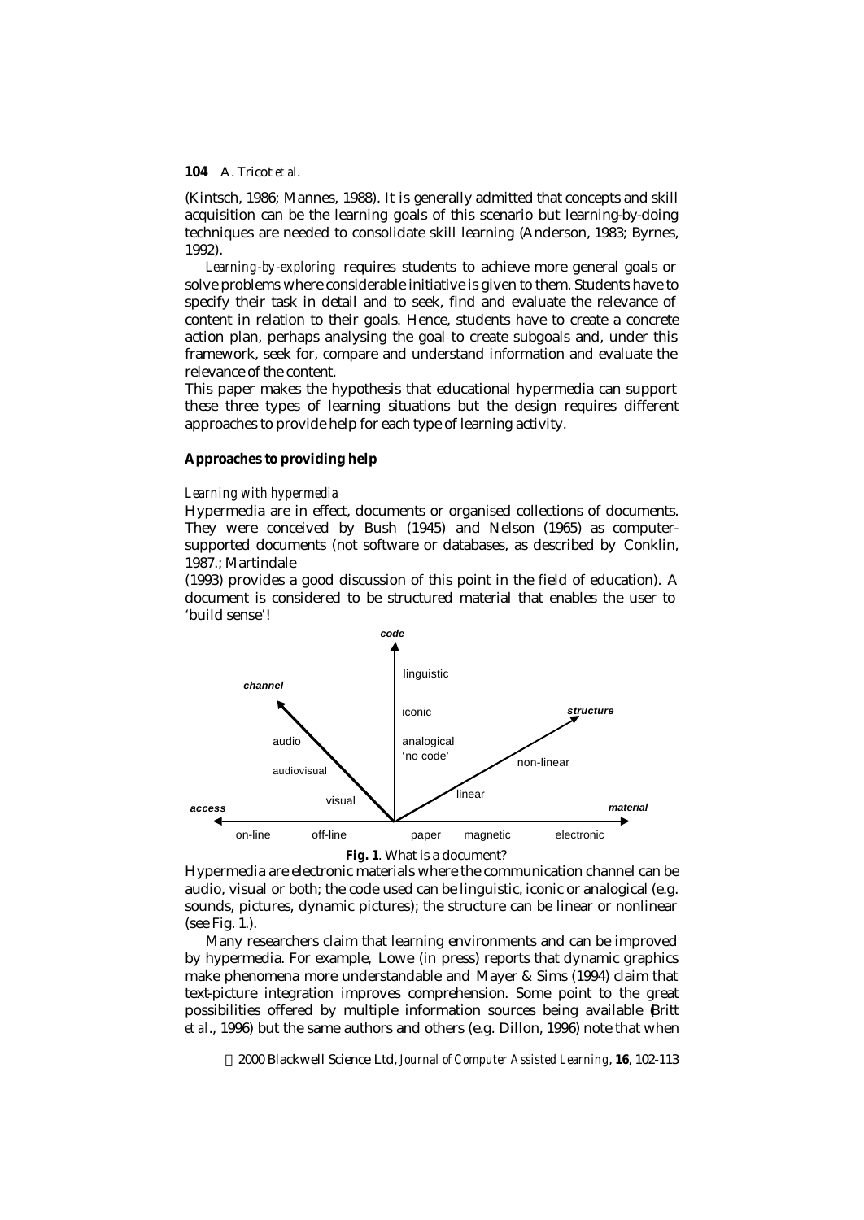(Kintsch, 1986; Mannes, 1988). It is generally admitted that concepts and skill acquisition can be the learning goals of this scenario but learning-by-doing techniques are needed to consolidate skill learning (Anderson, 1983; Byrnes, 1992).

*Learning-by-exploring* requires students to achieve more general goals or solve problems where considerable initiative is given to them. Students have to specify their task in detail and to seek, find and evaluate the relevance of content in relation to their goals. Hence, students have to create a concrete action plan, perhaps analysing the goal to create subgoals and, under this framework, seek for, compare and understand information and evaluate the relevance of the content.

This paper makes the hypothesis that educational hypermedia can support these three types of learning situations but the design requires different approaches to provide help for each type of learning activity.

## Approaches to providing help

### *Learning with hypermedia*

Hypermedia are in effect, documents or organised collections of documents. They were conceived by Bush (1945) and Nelson (1965) as computer-supported documents (not software or databases, as described by Conklin, 1987.; Martindale (1993) provides a good discussion of this point in the field of education). A document is considered to be structured material that enables the user to 'build sense'!

**Fig. 1**. What is a document?

Hypermedia are electronic materials where the communication channel can be audio, visual or both; the code used can be linguistic, iconic or analogical (e.g. sounds, pictures, dynamic pictures); the structure can be linear or nonlinear (see Fig. 1.).

Many researchers claim that learning environments and can be improved by hypermedia. For example, Lowe (in press) reports that dynamic graphics make phenomena more understandable and Mayer & Sims (1994) claim that text-picture integration improves comprehension. Some point to the great possibilities offered by multiple information sources being available (Britt *et al*., 1996) but the same authors and others (e.g. Dillon, 1996) note that when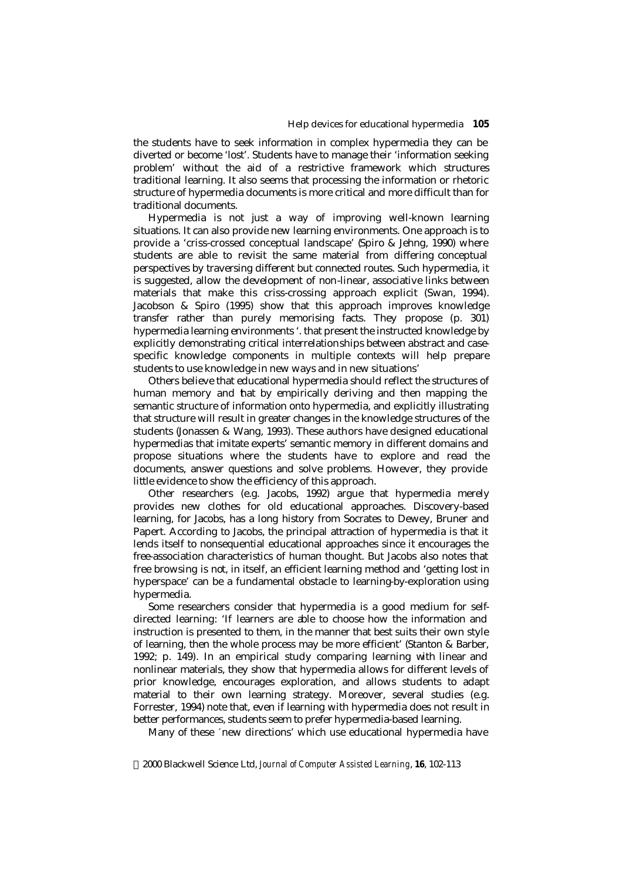the students have to seek information in complex hypermedia they can be diverted or become 'lost'. Students have to manage their 'information seeking problem' without the aid of a restrictive framework which structures traditional learning. It also seems that processing the information or rhetoric structure of hypermedia documents is more critical and more difficult than for traditional documents.

Hypermedia is not just a way of improving well-known learning situations. It can also provide new learning environments. One approach is to provide a 'criss-crossed conceptual landscape' (Spiro & Jehng, 1990) where students are able to revisit the same material from differing conceptual perspectives by traversing different but connected routes. Such hypermedia, it is suggested, allow the development of non-linear, associative links between materials that make this criss-crossing approach explicit (Swan, 1994). Jacobson & Spiro (1995) show that this approach improves knowledge transfer rather than purely memorising facts. They propose (p. 301) hypermedia learning environments '. that present the instructed knowledge by explicitly demonstrating critical interrelationships between abstract and case-specific knowledge components in multiple contexts will help prepare students to use knowledge in new ways and in new situations'

Others believe that educational hypermedia should reflect the structures of human memory and that by empirically deriving and then mapping the semantic structure of information onto hypermedia, and explicitly illustrating that structure will result in greater changes in the knowledge structures of the students (Jonassen & Wang, 1993). These authors have designed educational hypermedias that imitate experts' semantic memory in different domains and propose situations where the students have to explore and read the documents, answer questions and solve problems. However, they provide little evidence to show the efficiency of this approach.

Other researchers (e.g. Jacobs, 1992) argue that hypermedia merely provides new clothes for old educational approaches. Discovery-based learning, for Jacobs, has a long history from Socrates to Dewey, Bruner and Papert. According to Jacobs, the principal attraction of hypermedia is that it lends itself to nonsequential educational approaches since it encourages the free-association characteristics of human thought. But Jacobs also notes that free browsing is not, in itself, an efficient learning method and 'getting lost in hyperspace' can be a fundamental obstacle to learning-by-exploration using hypermedia.

Some researchers consider that hypermedia is a good medium for self-directed learning: 'If learners are able to choose how the information and instruction is presented to them, in the manner that best suits their own style of learning, then the whole process may be more efficient' (Stanton & Barber, 1992; p. 149). In an empirical study comparing learning with linear and nonlinear materials, they show that hypermedia allows for different levels of prior knowledge, encourages exploration, and allows students to adapt material to their own learning strategy. Moreover, several studies (e.g. Forrester, 1994) note that, even if learning with hypermedia does not result in better performances, students seem to prefer hypermedia-based learning.

Many of these ´new directions' which use educational hypermedia have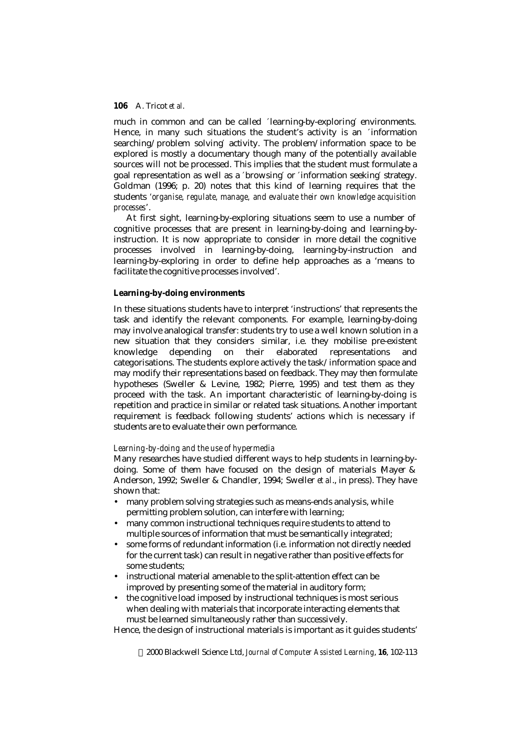much in common and can be called 'learning-by-exploring' environments. Hence, in many such situations the student's activity is an 'information searching/problem solving' activity. The problem/information space to be explored is mostly a documentary though many of the potentially available sources will not be processed. This implies that the student must formulate a goal representation as well as a 'browsing' or 'information seeking' strategy. Goldman (1996; p. 20) notes that this kind of learning requires that the students '*organise, regulate, manage, and evaluate their own knowledge acquisition processes*'.

At first sight, learning-by-exploring situations seem to use a number of cognitive processes that are present in learning-by-doing and learning-by-instruction. It is now appropriate to consider in more detail the cognitive processes involved in learning-by-doing, learning-by-instruction and learning-by-exploring in order to define help approaches as a 'means to facilitate the cognitive processes involved'.

**Learning-by-doing environments**

In these situations students have to interpret 'instructions' that represents the task and identify the relevant components. For example, learning-by-doing may involve analogical transfer: students try to use a well known solution in a new situation that they considers similar, i.e. they mobilise pre-existent knowledge depending on their elaborated representations and categorisations. The students explore actively the task/information space and may modify their representations based on feedback. They may then formulate hypotheses (Sweller & Levine, 1982; Pierre, 1995) and test them as they proceed with the task. An important characteristic of learning-by-doing is repetition and practice in similar or related task situations. Another important requirement is feedback following students' actions which is necessary if students are to evaluate their own performance.

*Learning-by-doing and the use of hypermedia*

Many researches have studied different ways to help students in learning-by-doing. Some of them have focused on the design of materials (Mayer & Anderson, 1992; Sweller & Chandler, 1994; Sweller *et al*., in press). They have shown that:

- many problem solving strategies such as means-ends analysis, while permitting problem solution, can interfere with learning;
- many common instructional techniques require students to attend to multiple sources of information that must be semantically integrated;
- some forms of redundant information (i.e. information not directly needed for the current task) can result in negative rather than positive effects for some students;
- instructional material amenable to the split-attention effect can be improved by presenting some of the material in auditory form;
- the cognitive load imposed by instructional techniques is most serious when dealing with materials that incorporate interacting elements that must be learned simultaneously rather than successively.

Hence, the design of instructional materials is important as it guides students'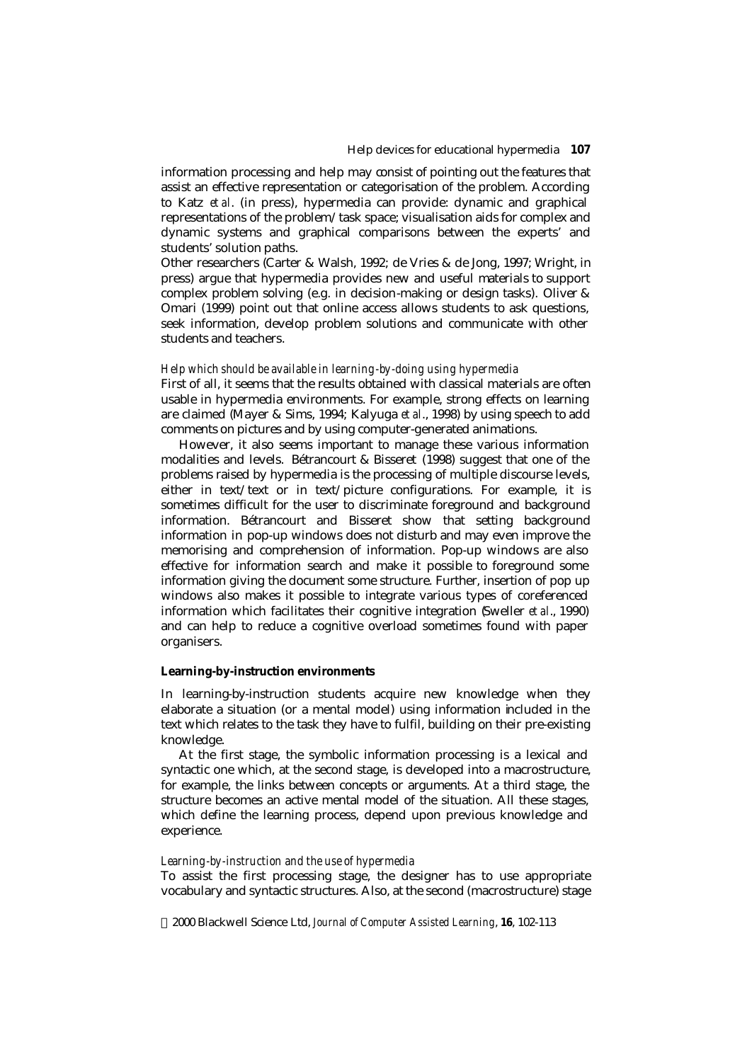information processing and help may consist of pointing out the features that assist an effective representation or categorisation of the problem. According to Katz *et al*. (in press), hypermedia can provide: dynamic and graphical representations of the problem/task space; visualisation aids for complex and dynamic systems and graphical comparisons between the experts' and students' solution paths.

Other researchers (Carter & Walsh, 1992; de Vries & de Jong, 1997; Wright, in press) argue that hypermedia provides new and useful materials to support complex problem solving (e.g. in decision-making or design tasks). Oliver & Omari (1999) point out that online access allows students to ask questions, seek information, develop problem solutions and communicate with other students and teachers.

*Help which should be available in learning-by-doing using hypermedia*

First of all, it seems that the results obtained with classical materials are often usable in hypermedia environments. For example, strong effects on learning are claimed (Mayer & Sims, 1994; Kalyuga *et al*., 1998) by using speech to add comments on pictures and by using computer-generated animations.

However, it also seems important to manage these various information modalities and levels. Bétrancourt & Bisseret (1998) suggest that one of the problems raised by hypermedia is the processing of multiple discourse levels, either in text/text or in text/picture configurations. For example, it is sometimes difficult for the user to discriminate foreground and background information. Bétrancourt and Bisseret show that setting background information in pop-up windows does not disturb and may even improve the memorising and comprehension of information. Pop-up windows are also effective for information search and make it possible to foreground some information giving the document some structure. Further, insertion of pop up windows also makes it possible to integrate various types of coreferenced information which facilitates their cognitive integration (Sweller *et al*., 1990) and can help to reduce a cognitive overload sometimes found with paper organisers.

**Learning-by-instruction environments**

In learning-by-instruction students acquire new knowledge when they elaborate a situation (or a mental model) using information included in the text which relates to the task they have to fulfil, building on their pre-existing knowledge.

At the first stage, the symbolic information processing is a lexical and syntactic one which, at the second stage, is developed into a macrostructure, for example, the links between concepts or arguments. At a third stage, the structure becomes an active mental model of the situation. All these stages, which define the learning process, depend upon previous knowledge and experience.

*Learning-by-instruction and the use of hypermedia*

To assist the first processing stage, the designer has to use appropriate vocabulary and syntactic structures. Also, at the second (macrostructure) stage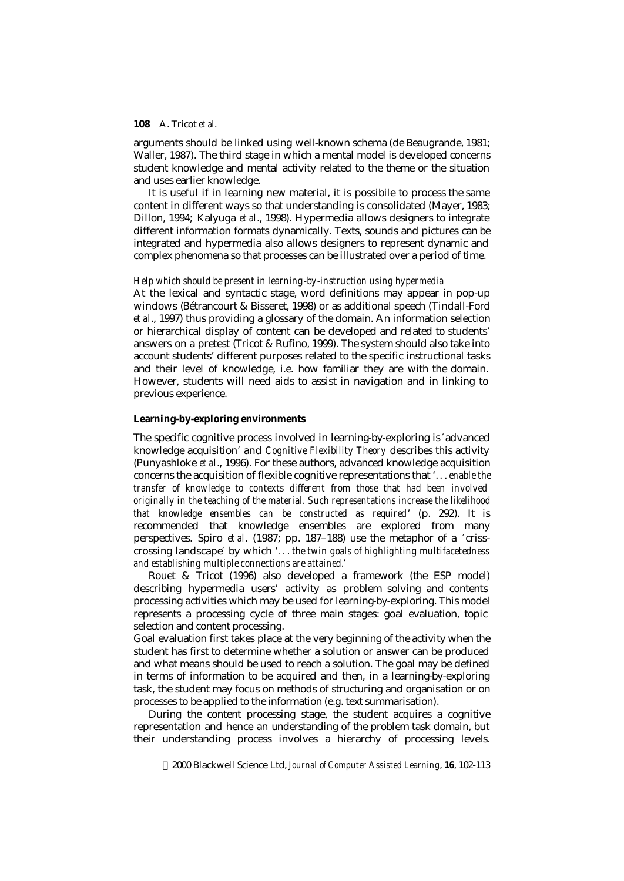arguments should be linked using well-known schema (de Beaugrande, 1981; Waller, 1987). The third stage in which a mental model is developed concerns student knowledge and mental activity related to the theme or the situation and uses earlier knowledge.

It is useful if in learning new material, it is possibile to process the same content in different ways so that understanding is consolidated (Mayer, 1983; Dillon, 1994; Kalyuga *et al*., 1998). Hypermedia allows designers to integrate different information formats dynamically. Texts, sounds and pictures can be integrated and hypermedia also allows designers to represent dynamic and complex phenomena so that processes can be illustrated over a period of time.

*Help which should be present in learning-by-instruction using hypermedia*

At the lexical and syntactic stage, word definitions may appear in pop-up windows (Bétrancourt & Bisseret, 1998) or as additional speech (Tindall-Ford *et al*., 1997) thus providing a glossary of the domain. An information selection or hierarchical display of content can be developed and related to students' answers on a pretest (Tricot & Rufino, 1999). The system should also take into account students' different purposes related to the specific instructional tasks and their level of knowledge, i.e. how familiar they are with the domain. However, students will need aids to assist in navigation and in linking to previous experience.

**Learning-by-exploring environments**

The specific cognitive process involved in learning-by-exploring is ′advanced knowledge acquisition′ and *Cognitive Flexibility Theory* describes this activity (Punyashloke *et al*., 1996). For these authors, advanced knowledge acquisition concerns the acquisition of flexible cognitive representations that '*. . . enable the transfer of knowledge to contexts different from those that had been involved originally in the teaching of the material. Such representations increase the likelihood that knowledge ensembles can be constructed as required*' (p. 292). It is recommended that knowledge ensembles are explored from many perspectives. Spiro *et al*. (1987; pp. 187–188) use the metaphor of a ′criss-crossing landscape′ by which '*. . . the twin goals of highlighting multifacetedness and establishing multiple connections are attained*.'

Rouet & Tricot (1996) also developed a framework (the ESP model) describing hypermedia users' activity as problem solving and contents processing activities which may be used for learning-by-exploring. This model represents a processing cycle of three main stages: goal evaluation, topic selection and content processing.

Goal evaluation first takes place at the very beginning of the activity when the student has first to determine whether a solution or answer can be produced and what means should be used to reach a solution. The goal may be defined in terms of information to be acquired and then, in a learning-by-exploring task, the student may focus on methods of structuring and organisation or on processes to be applied to the information (e.g. text summarisation).

During the content processing stage, the student acquires a cognitive representation and hence an understanding of the problem task domain, but their understanding process involves a hierarchy of processing levels.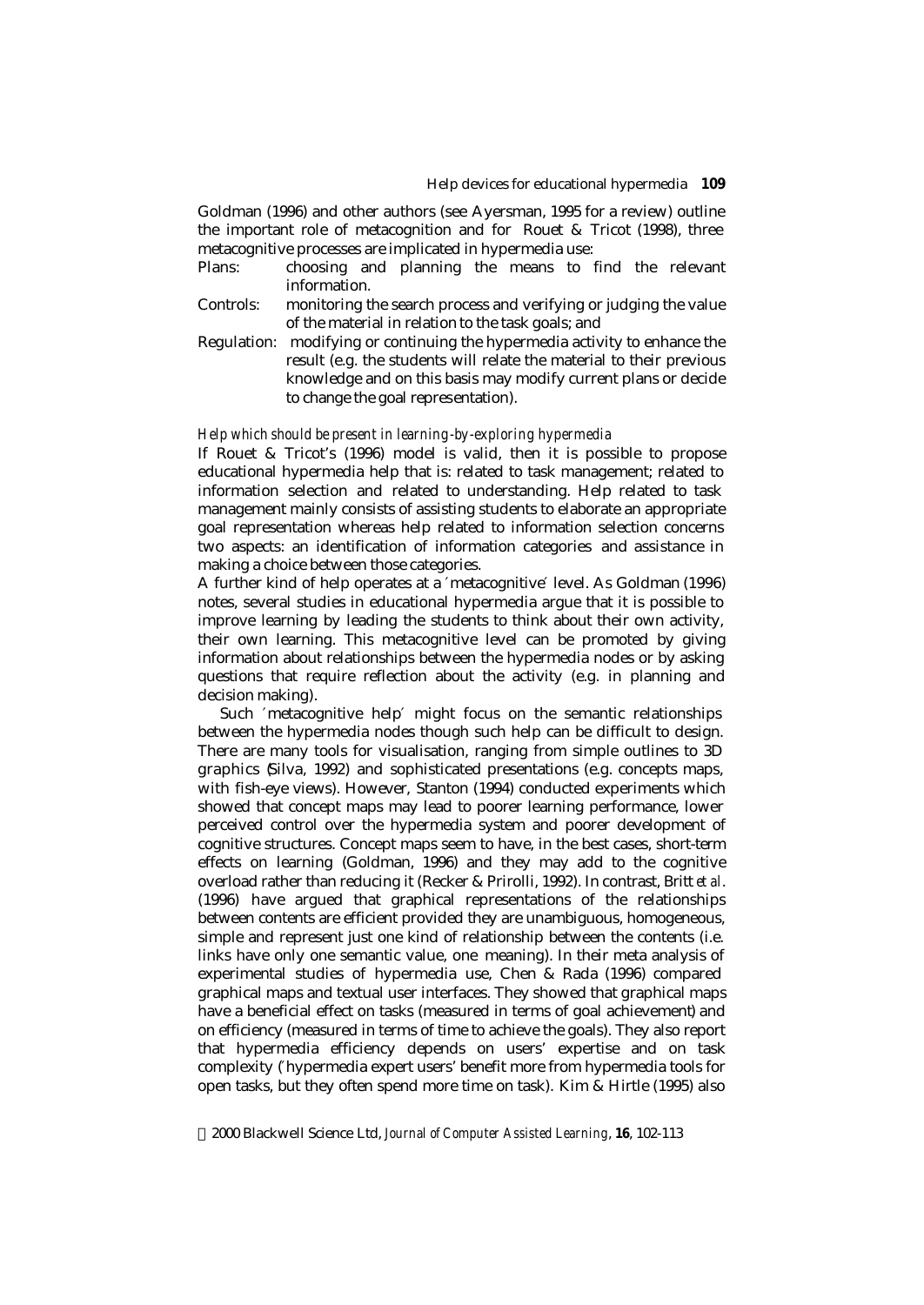Goldman (1996) and other authors (see Ayersman, 1995 for a review) outline the important role of metacognition and for Rouet & Tricot (1998), three metacognitive processes are implicated in hypermedia use:

Plans: choosing and planning the means to find the relevant information.

Controls: monitoring the search process and verifying or judging the value of the material in relation to the task goals; and

Regulation: modifying or continuing the hypermedia activity to enhance the result (e.g. the students will relate the material to their previous knowledge and on this basis may modify current plans or decide to change the goal representation).

*Help which should be present in learning-by-exploring hypermedia*

If Rouet & Tricot's (1996) model is valid, then it is possible to propose educational hypermedia help that is: related to task management; related to information selection and related to understanding. Help related to task management mainly consists of assisting students to elaborate an appropriate goal representation whereas help related to information selection concerns two aspects: an identification of information categories and assistance in making a choice between those categories.

A further kind of help operates at a ´metacognitive´ level. As Goldman (1996) notes, several studies in educational hypermedia argue that it is possible to improve learning by leading the students to think about their own activity, their own learning. This metacognitive level can be promoted by giving information about relationships between the hypermedia nodes or by asking questions that require reflection about the activity (e.g. in planning and decision making).

Such ´metacognitive help´ might focus on the semantic relationships between the hypermedia nodes though such help can be difficult to design. There are many tools for visualisation, ranging from simple outlines to 3D graphics (Silva, 1992) and sophisticated presentations (e.g. concepts maps, with fish-eye views). However, Stanton (1994) conducted experiments which showed that concept maps may lead to poorer learning performance, lower perceived control over the hypermedia system and poorer development of cognitive structures. Concept maps seem to have, in the best cases, short-term effects on learning (Goldman, 1996) and they may add to the cognitive overload rather than reducing it (Recker & Prirolli, 1992). In contrast, Britt *et al*. (1996) have argued that graphical representations of the relationships between contents are efficient provided they are unambiguous, homogeneous, simple and represent just one kind of relationship between the contents (i.e. links have only one semantic value, one meaning). In their meta analysis of experimental studies of hypermedia use, Chen & Rada (1996) compared graphical maps and textual user interfaces. They showed that graphical maps have a beneficial effect on tasks (measured in terms of goal achievement) and on efficiency (measured in terms of time to achieve the goals). They also report that hypermedia efficiency depends on users' expertise and on task complexity (´hypermedia expert users' benefit more from hypermedia tools for open tasks, but they often spend more time on task). Kim & Hirtle (1995) also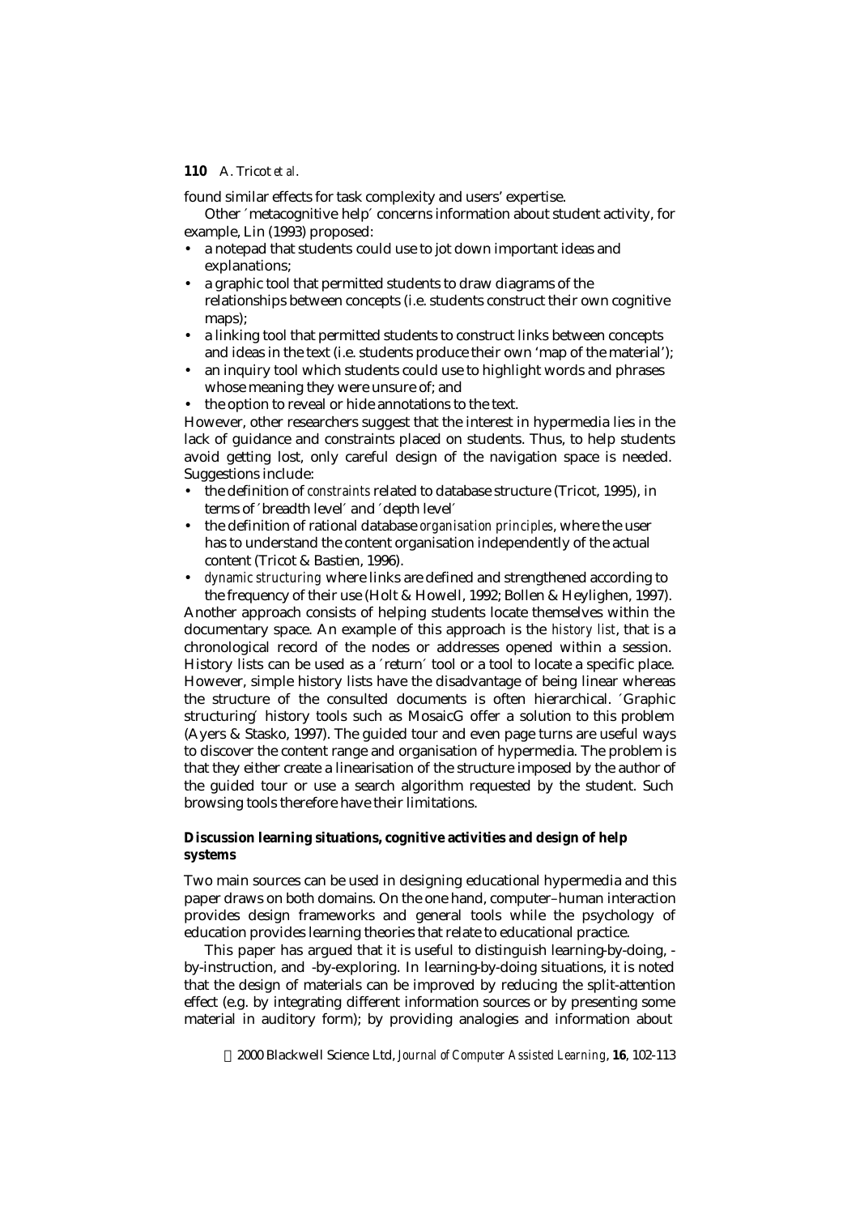found similar effects for task complexity and users' expertise.

Other ′metacognitive help′ concerns information about student activity, for example, Lin (1993) proposed:

- a notepad that students could use to jot down important ideas and explanations;
- a graphic tool that permitted students to draw diagrams of the relationships between concepts (i.e. students construct their own cognitive maps);
- a linking tool that permitted students to construct links between concepts and ideas in the text (i.e. students produce their own 'map of the material');
- an inquiry tool which students could use to highlight words and phrases whose meaning they were unsure of; and
- the option to reveal or hide annotations to the text.

However, other researchers suggest that the interest in hypermedia lies in the lack of guidance and constraints placed on students. Thus, to help students avoid getting lost, only careful design of the navigation space is needed. Suggestions include:

- the definition of *constraints* related to database structure (Tricot, 1995), in terms of ′breadth level′ and ′depth level′
- the definition of rational database *organisation principles*, where the user has to understand the content organisation independently of the actual content (Tricot & Bastien, 1996).
- *dynamic structuring* where links are defined and strengthened according to the frequency of their use (Holt & Howell, 1992; Bollen & Heylighen, 1997).

Another approach consists of helping students locate themselves within the documentary space. An example of this approach is the *history list*, that is a chronological record of the nodes or addresses opened within a session. History lists can be used as a ′return′ tool or a tool to locate a specific place. However, simple history lists have the disadvantage of being linear whereas the structure of the consulted documents is often hierarchical. ′Graphic structuring′ history tools such as MosaicG offer a solution to this problem (Ayers & Stasko, 1997). The guided tour and even page turns are useful ways to discover the content range and organisation of hypermedia. The problem is that they either create a linearisation of the structure imposed by the author of the guided tour or use a search algorithm requested by the student. Such browsing tools therefore have their limitations.

**Discussion learning situations, cognitive activities and design of help systems**

Two main sources can be used in designing educational hypermedia and this paper draws on both domains. On the one hand, computer–human interaction provides design frameworks and general tools while the psychology of education provides learning theories that relate to educational practice.

This paper has argued that it is useful to distinguish learning-by-doing, -by-instruction, and -by-exploring. In learning-by-doing situations, it is noted that the design of materials can be improved by reducing the split-attention effect (e.g. by integrating different information sources or by presenting some material in auditory form); by providing analogies and information about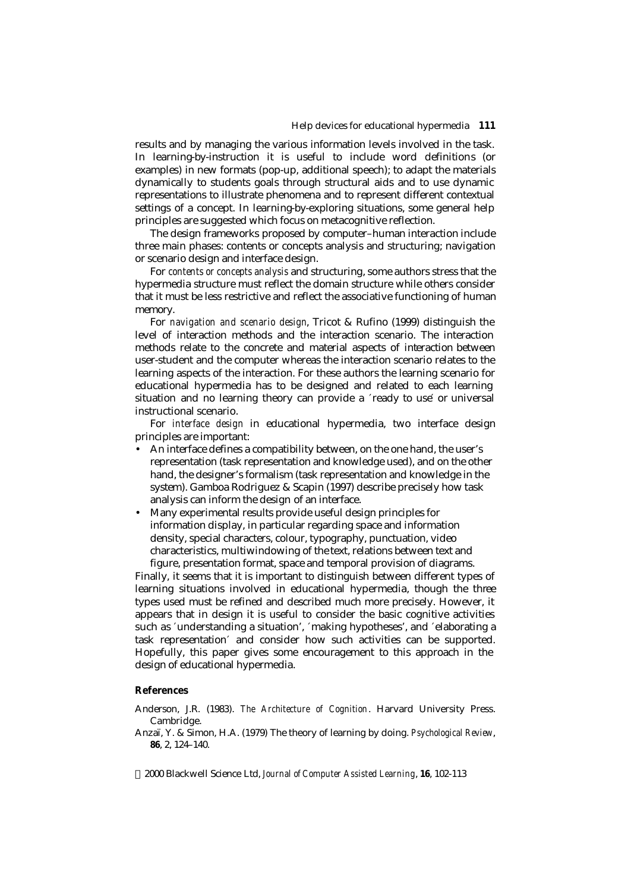results and by managing the various information levels involved in the task. In learning-by-instruction it is useful to include word definitions (or examples) in new formats (pop-up, additional speech); to adapt the materials dynamically to students goals through structural aids and to use dynamic representations to illustrate phenomena and to represent different contextual settings of a concept. In learning-by-exploring situations, some general help principles are suggested which focus on metacognitive reflection.

The design frameworks proposed by computer–human interaction include three main phases: contents or concepts analysis and structuring; navigation or scenario design and interface design.

For *contents or concepts analysis* and structuring, some authors stress that the hypermedia structure must reflect the domain structure while others consider that it must be less restrictive and reflect the associative functioning of human memory.

For *navigation and scenario design*, Tricot & Rufino (1999) distinguish the level of interaction methods and the interaction scenario. The interaction methods relate to the concrete and material aspects of interaction between user-student and the computer whereas the interaction scenario relates to the learning aspects of the interaction. For these authors the learning scenario for educational hypermedia has to be designed and related to each learning situation and no learning theory can provide a ´ready to use' or universal instructional scenario.

For *interface design* in educational hypermedia, two interface design principles are important:

- An interface defines a compatibility between, on the one hand, the user's representation (task representation and knowledge used), and on the other hand, the designer's formalism (task representation and knowledge in the system). Gamboa Rodriguez & Scapin (1997) describe precisely how task analysis can inform the design of an interface.
- Many experimental results provide useful design principles for information display, in particular regarding space and information density, special characters, colour, typography, punctuation, video characteristics, multiwindowing of the text, relations between text and figure, presentation format, space and temporal provision of diagrams.

Finally, it seems that it is important to distinguish between different types of learning situations involved in educational hypermedia, though the three types used must be refined and described much more precisely. However, it appears that in design it is useful to consider the basic cognitive activities such as ´understanding a situation', ´making hypotheses', and ´elaborating a task representation´ and consider how such activities can be supported. Hopefully, this paper gives some encouragement to this approach in the design of educational hypermedia.

**References**

Anderson, J.R. (1983). *The Architecture of Cognition*. Harvard University Press. Cambridge.

Anzaï, Y. & Simon, H.A. (1979) The theory of learning by doing. *Psychological Review*, **86**, 2, 124–140.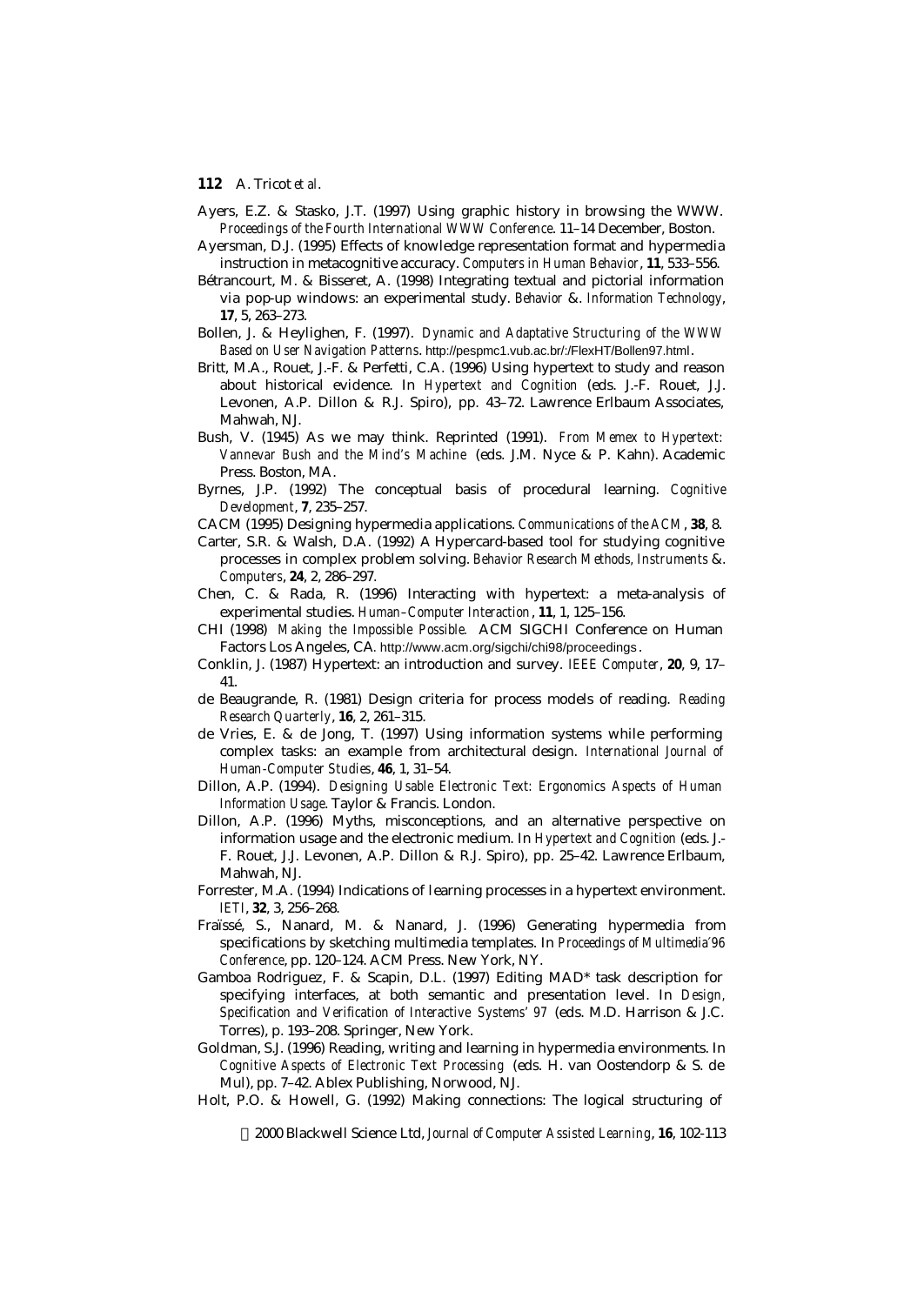Ayers, E.Z. & Stasko, J.T. (1997) Using graphic history in browsing the WWW. *Proceedings of the Fourth International WWW Conference*. 11–14 December, Boston.

Ayersman, D.J. (1995) Effects of knowledge representation format and hypermedia instruction in metacognitive accuracy. *Computers in Human Behavior*, **11**, 533–556.

Bétrancourt, M. & Bisseret, A. (1998) Integrating textual and pictorial information via pop-up windows: an experimental study. *Behavior &. Information Technology*, **17**, 5, 263–273.

Bollen, J. & Heylighen, F. (1997). *Dynamic and Adaptative Structuring of the WWW Based on User Navigation Patterns*. http://pespmc1.vub.ac.br/:/FlexHT/Bollen97.html.

Britt, M.A., Rouet, J.-F. & Perfetti, C.A. (1996) Using hypertext to study and reason about historical evidence. In *Hypertext and Cognition* (eds. J.-F. Rouet, J.J. Levonen, A.P. Dillon & R.J. Spiro), pp. 43–72. Lawrence Erlbaum Associates, Mahwah, NJ.

Bush, V. (1945) As we may think. Reprinted (1991). *From Memex to Hypertext: Vannevar Bush and the Mind's Machine* (eds. J.M. Nyce & P. Kahn). Academic Press. Boston, MA.

Byrnes, J.P. (1992) The conceptual basis of procedural learning. *Cognitive Development*, **7**, 235–257.

CACM (1995) Designing hypermedia applications. *Communications of the ACM*, **38**, 8.

Carter, S.R. & Walsh, D.A. (1992) A Hypercard-based tool for studying cognitive processes in complex problem solving. *Behavior Research Methods, Instruments &. Computers*, **24**, 2, 286–297.

Chen, C. & Rada, R. (1996) Interacting with hypertext: a meta-analysis of experimental studies. *Human–Computer Interaction*, **11**, 1, 125–156.

CHI (1998) *Making the Impossible Possible.* ACM SIGCHI Conference on Human Factors Los Angeles, CA. http://www.acm.org/sigchi/chi98/proceedings.

Conklin, J. (1987) Hypertext: an introduction and survey. *IEEE Computer*, **20**, 9, 17–41.

de Beaugrande, R. (1981) Design criteria for process models of reading. *Reading Research Quarterly*, **16**, 2, 261–315.

de Vries, E. & de Jong, T. (1997) Using information systems while performing complex tasks: an example from architectural design. *International Journal of Human-Computer Studies*, **46**, 1, 31–54.

Dillon, A.P. (1994). *Designing Usable Electronic Text: Ergonomics Aspects of Human Information Usage*. Taylor & Francis. London.

Dillon, A.P. (1996) Myths, misconceptions, and an alternative perspective on information usage and the electronic medium. In *Hypertext and Cognition* (eds. J.-F. Rouet, J.J. Levonen, A.P. Dillon & R.J. Spiro), pp. 25–42. Lawrence Erlbaum, Mahwah, NJ.

Forrester, M.A. (1994) Indications of learning processes in a hypertext environment. *IETI*, **32**, 3, 256–268.

Fraïssé, S., Nanard, M. & Nanard, J. (1996) Generating hypermedia from specifications by sketching multimedia templates. In *Proceedings of Multimedia'96 Conference*, pp. 120–124. ACM Press. New York, NY.

Gamboa Rodriguez, F. & Scapin, D.L. (1997) Editing MAD* task description for specifying interfaces, at both semantic and presentation level. In *Design, Specification and Verification of Interactive Systems' 97* (eds. M.D. Harrison & J.C. Torres), p. 193–208. Springer, New York.

Goldman, S.J. (1996) Reading, writing and learning in hypermedia environments. In *Cognitive Aspects of Electronic Text Processing* (eds. H. van Oostendorp & S. de Mul), pp. 7–42. Ablex Publishing, Norwood, NJ.

Holt, P.O. & Howell, G. (1992) Making connections: The logical structuring of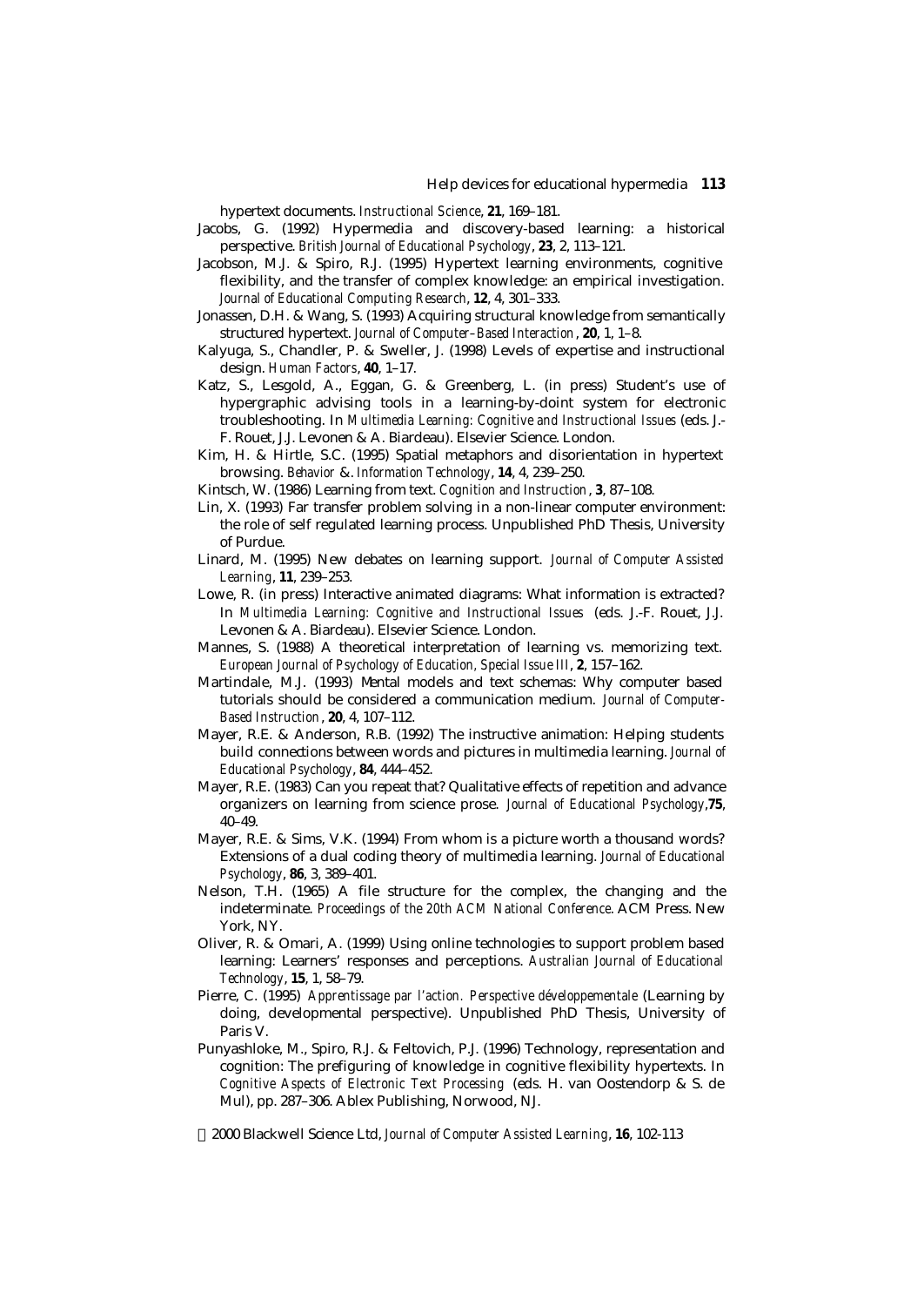hypertext documents. *Instructional Science*, **21**, 169–181.

Jacobs, G. (1992) Hypermedia and discovery-based learning: a historical perspective. *British Journal of Educational Psychology*, **23**, 2, 113–121.

Jacobson, M.J. & Spiro, R.J. (1995) Hypertext learning environments, cognitive flexibility, and the transfer of complex knowledge: an empirical investigation. *Journal of Educational Computing Research*, **12**, 4, 301–333.

Jonassen, D.H. & Wang, S. (1993) Acquiring structural knowledge from semantically structured hypertext. *Journal of Computer–Based Interaction*, **20**, 1, 1–8.

Kalyuga, S., Chandler, P. & Sweller, J. (1998) Levels of expertise and instructional design. *Human Factors*, **40**, 1–17.

Katz, S., Lesgold, A., Eggan, G. & Greenberg, L. (in press) Student's use of hypergraphic advising tools in a learning-by-doint system for electronic troubleshooting. In *Multimedia Learning: Cognitive and Instructional Issues* (eds. J.-F. Rouet, J.J. Levonen & A. Biardeau). Elsevier Science. London.

Kim, H. & Hirtle, S.C. (1995) Spatial metaphors and disorientation in hypertext browsing. *Behavior &. Information Technology*, **14**, 4, 239–250.

Kintsch, W. (1986) Learning from text. *Cognition and Instruction*, **3**, 87–108.

Lin, X. (1993) Far transfer problem solving in a non-linear computer environment: the role of self regulated learning process. Unpublished PhD Thesis, University of Purdue.

Linard, M. (1995) New debates on learning support. *Journal of Computer Assisted Learning*, **11**, 239–253.

Lowe, R. (in press) Interactive animated diagrams: What information is extracted? In *Multimedia Learning: Cognitive and Instructional Issues* (eds. J.-F. Rouet, J.J. Levonen & A. Biardeau). Elsevier Science. London.

Mannes, S. (1988) A theoretical interpretation of learning vs. memorizing text. *European Journal of Psychology of Education, Special Issue III*, **2**, 157–162.

Martindale, M.J. (1993) Mental models and text schemas: Why computer based tutorials should be considered a communication medium. *Journal of Computer-Based Instruction*, **20**, 4, 107–112.

Mayer, R.E. & Anderson, R.B. (1992) The instructive animation: Helping students build connections between words and pictures in multimedia learning. *Journal of Educational Psychology*, **84**, 444–452.

Mayer, R.E. (1983) Can you repeat that? Qualitative effects of repetition and advance organizers on learning from science prose. *Journal of Educational Psychology*,**75**, 40–49.

Mayer, R.E. & Sims, V.K. (1994) From whom is a picture worth a thousand words? Extensions of a dual coding theory of multimedia learning. *Journal of Educational Psychology*, **86**, 3, 389–401.

Nelson, T.H. (1965) A file structure for the complex, the changing and the indeterminate. *Proceedings of the 20th ACM National Conference*. ACM Press. New York, NY.

Oliver, R. & Omari, A. (1999) Using online technologies to support problem based learning: Learners' responses and perceptions. *Australian Journal of Educational Technology*, **15**, 1, 58–79.

Pierre, C. (1995) *Apprentissage par l'action. Perspective développementale* (Learning by doing, developmental perspective). Unpublished PhD Thesis, University of Paris V.

Punyashloke, M., Spiro, R.J. & Feltovich, P.J. (1996) Technology, representation and cognition: The prefiguring of knowledge in cognitive flexibility hypertexts. In *Cognitive Aspects of Electronic Text Processing* (eds. H. van Oostendorp & S. de Mul), pp. 287–306. Ablex Publishing, Norwood, NJ.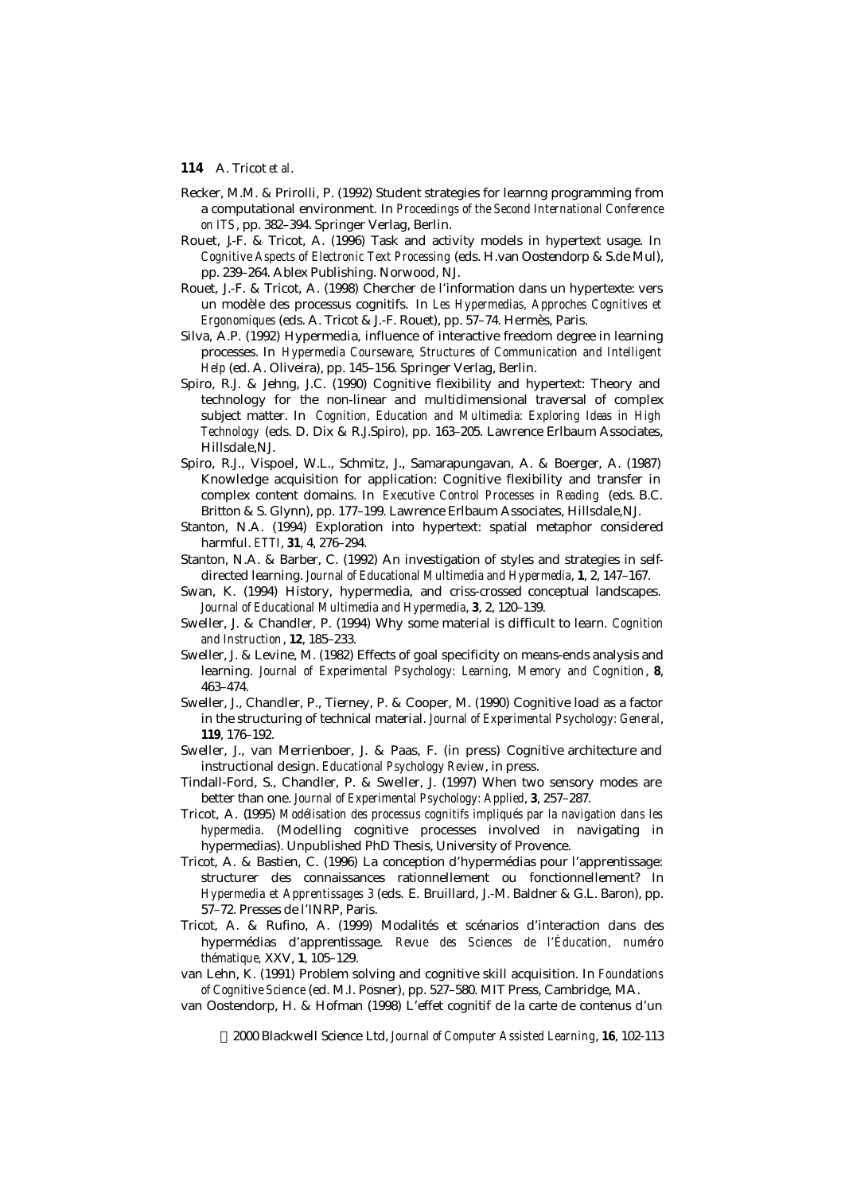Recker, M.M. & Pirolli, P. (1992) Student strategies for learnng programming from a computational environment. In *Proceedings of the Second International Conference on ITS*, pp. 382–394. Springer Verlag, Berlin.

Rouet, J-F. & Tricot, A. (1996) Task and activity models in hypertext usage. In *Cognitive Aspects of Electronic Text Processing* (eds. H.van Oostendorp & S.de Mul), pp. 239–264. Ablex Publishing. Norwood, NJ.

Rouet, J.-F. & Tricot, A. (1998) Chercher de l'information dans un hypertexte: vers un modèle des processus cognitifs. In *Les Hypermedias, Approches Cognitives et Ergonomiques* (eds. A. Tricot & J.-F. Rouet), pp. 57–74. Hermès, Paris.

Silva, A.P. (1992) Hypermedia, influence of interactive freedom degree in learning processes. In *Hypermedia Courseware, Structures of Communication and Intelligent Help* (ed. A. Oliveira), pp. 145–156. Springer Verlag, Berlin.

Spiro, R.J. & Jehng, J.C. (1990) Cognitive flexibility and hypertext: Theory and technology for the non-linear and multidimensional traversal of complex subject matter. In *Cognition, Education and Multimedia: Exploring Ideas in High Technology* (eds. D. Dix & R.J.Spiro), pp. 163–205. Lawrence Erlbaum Associates, Hillsdale,NJ.

Spiro, R.J., Vispoel, W.L., Schmitz, J., Samarapungavan, A. & Boerger, A. (1987) Knowledge acquisition for application: Cognitive flexibility and transfer in complex content domains. In *Executive Control Processes in Reading* (eds. B.C. Britton & S. Glynn), pp. 177–199. Lawrence Erlbaum Associates, Hillsdale,NJ.

Stanton, N.A. (1994) Exploration into hypertext: spatial metaphor considered harmful. *ETTI*, **31**, 4, 276–294.

Stanton, N.A. & Barber, C. (1992) An investigation of styles and strategies in self-directed learning. *Journal of Educational Multimedia and Hypermedia*, **1**, 2, 147–167.

Swan, K. (1994) History, hypermedia, and criss-crossed conceptual landscapes. *Journal of Educational Multimedia and Hypermedia*, **3**, 2, 120–139.

Sweller, J. & Chandler, P. (1994) Why some material is difficult to learn. *Cognition and Instruction*, **12**, 185–233.

Sweller, J. & Levine, M. (1982) Effects of goal specificity on means-ends analysis and learning. *Journal of Experimental Psychology: Learning, Memory and Cognition*, **8**, 463–474.

Sweller, J., Chandler, P., Tierney, P. & Cooper, M. (1990) Cognitive load as a factor in the structuring of technical material. *Journal of Experimental Psychology: General*, **119**, 176–192.

Sweller, J., van Merrienboer, J. & Paas, F. (in press) Cognitive architecture and instructional design. *Educational Psychology Review*, in press.

Tindall-Ford, S., Chandler, P. & Sweller, J. (1997) When two sensory modes are better than one. *Journal of Experimental Psychology: Applied*, **3**, 257–287.

Tricot, A. (1995) *Modélisation des processus cognitifs impliqués par la navigation dans les hypermedia*. (Modelling cognitive processes involved in navigating in hypermedias). Unpublished PhD Thesis, University of Provence.

Tricot, A. & Bastien, C. (1996) La conception d'hypermédias pour l'apprentissage: structurer des connaissances rationnellement ou fonctionnellement? In *Hypermedia et Apprentissages 3* (eds. E. Bruillard, J.-M. Baldner & G.L. Baron), pp. 57–72. Presses de l'INRP, Paris.

Tricot, A. & Rufino, A. (1999) Modalités et scénarios d'interaction dans des hypermédias d'apprentissage. *Revue des Sciences de l'Éducation, numéro thématique*, XXV, **1**, 105–129.

van Lehn, K. (1991) Problem solving and cognitive skill acquisition. In *Foundations of Cognitive Science* (ed. M.I. Posner), pp. 527–580. MIT Press, Cambridge, MA.

van Oostendorp, H. & Hofman (1998) L'effet cognitif de la carte de contenus d'un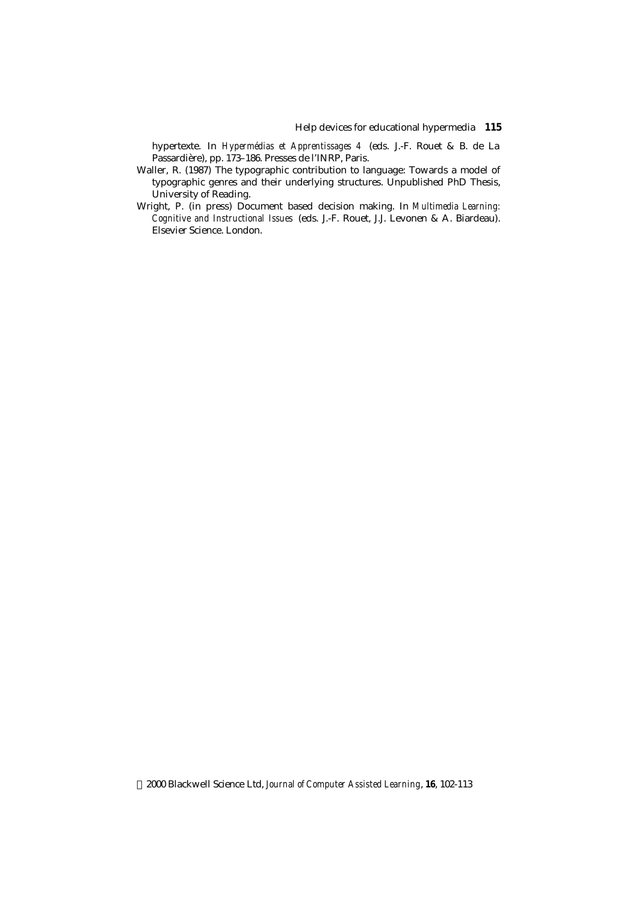hypertexte. In *Hypermédias et Apprentissages 4* (eds. J.-F. Rouet & B. de La Passardière), pp. 173–186. Presses de l'INRP, Paris.

Waller, R. (1987) The typographic contribution to language: Towards a model of typographic genres and their underlying structures. Unpublished PhD Thesis, University of Reading.

Wright, P. (in press) Document based decision making. In *Multimedia Learning: Cognitive and Instructional Issues* (eds. J.-F. Rouet, J.J. Levonen & A. Biardeau). Elsevier Science. London.